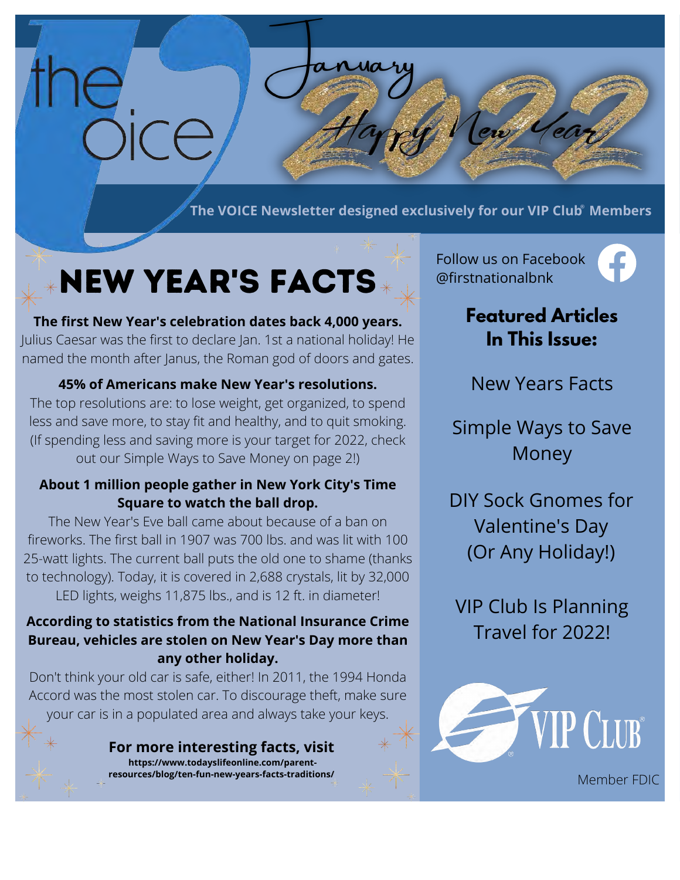# the Voice

January 2022

Happy New Year

The VOICE Newsletter designed exclusively for our VIP Club® Members

## NEW YEAR'S FACTS

**The first New Year's celebration dates back 4,000 years.**
Julius Caesar was the first to declare Jan. 1st a national holiday! He named the month after Janus, the Roman god of doors and gates.

**45% of Americans make New Year's resolutions.**
The top resolutions are: to lose weight, get organized, to spend less and save more, to stay fit and healthy, and to quit smoking. (If spending less and saving more is your target for 2022, check out our Simple Ways to Save Money on page 2!)

**About 1 million people gather in New York City's Time Square to watch the ball drop.**
The New Year's Eve ball came about because of a ban on fireworks. The first ball in 1907 was 700 lbs. and was lit with 100 25-watt lights. The current ball puts the old one to shame (thanks to technology). Today, it is covered in 2,688 crystals, lit by 32,000 LED lights, weighs 11,875 lbs., and is 12 ft. in diameter!

**According to statistics from the National Insurance Crime Bureau, vehicles are stolen on New Year's Day more than any other holiday.**
Don't think your old car is safe, either! In 2011, the 1994 Honda Accord was the most stolen car. To discourage theft, make sure your car is in a populated area and always take your keys.

**For more interesting facts, visit**
**https://www.todayslifeonline.com/parent-resources/blog/ten-fun-new-years-facts-traditions/**

Follow us on Facebook @firstnationalbnk

### Featured Articles In This Issue:

New Years Facts

Simple Ways to Save Money

DIY Sock Gnomes for Valentine's Day (Or Any Holiday!)

VIP Club Is Planning Travel for 2022!

VIP Club®

Member FDIC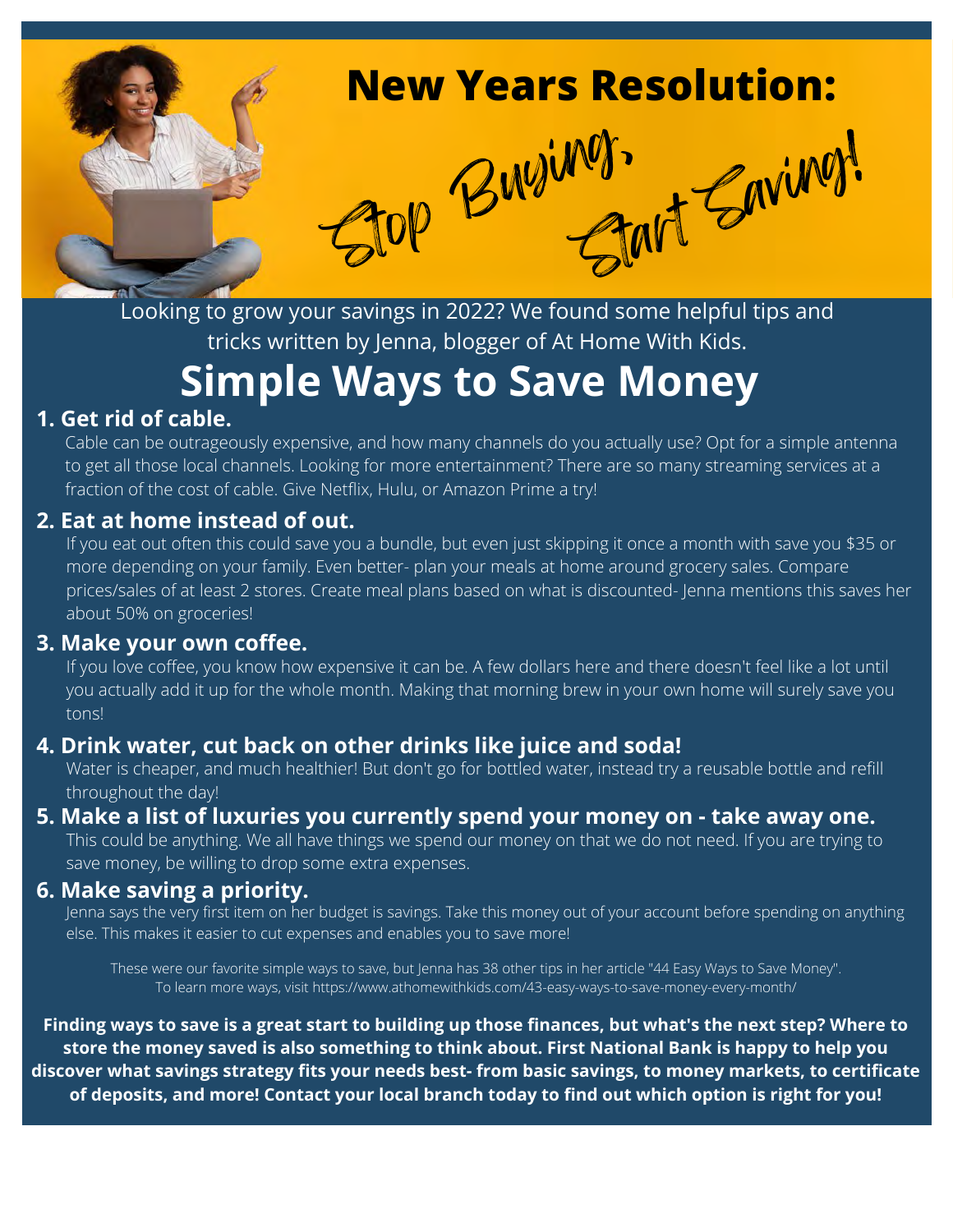# New Years Resolution:

## Stop Buying, Start Saving!

Looking to grow your savings in 2022? We found some helpful tips and tricks written by Jenna, blogger of At Home With Kids.

# Simple Ways to Save Money

### 1. Get rid of cable.

Cable can be outrageously expensive, and how many channels do you actually use? Opt for a simple antenna to get all those local channels. Looking for more entertainment? There are so many streaming services at a fraction of the cost of cable. Give Netflix, Hulu, or Amazon Prime a try!

### 2. Eat at home instead of out.

If you eat out often this could save you a bundle, but even just skipping it once a month with save you $35 or more depending on your family. Even better- plan your meals at home around grocery sales. Compare prices/sales of at least 2 stores. Create meal plans based on what is discounted- Jenna mentions this saves her about 50% on groceries!

### 3. Make your own coffee.

If you love coffee, you know how expensive it can be. A few dollars here and there doesn't feel like a lot until you actually add it up for the whole month. Making that morning brew in your own home will surely save you tons!

### 4. Drink water, cut back on other drinks like juice and soda!

Water is cheaper, and much healthier! But don't go for bottled water, instead try a reusable bottle and refill throughout the day!

### 5. Make a list of luxuries you currently spend your money on - take away one.

This could be anything. We all have things we spend our money on that we do not need. If you are trying to save money, be willing to drop some extra expenses.

### 6. Make saving a priority.

Jenna says the very first item on her budget is savings. Take this money out of your account before spending on anything else. This makes it easier to cut expenses and enables you to save more!

These were our favorite simple ways to save, but Jenna has 38 other tips in her article "44 Easy Ways to Save Money". To learn more ways, visit https://www.athomewithkids.com/43-easy-ways-to-save-money-every-month/

**Finding ways to save is a great start to building up those finances, but what's the next step? Where to store the money saved is also something to think about. First National Bank is happy to help you discover what savings strategy fits your needs best- from basic savings, to money markets, to certificate of deposits, and more! Contact your local branch today to find out which option is right for you!**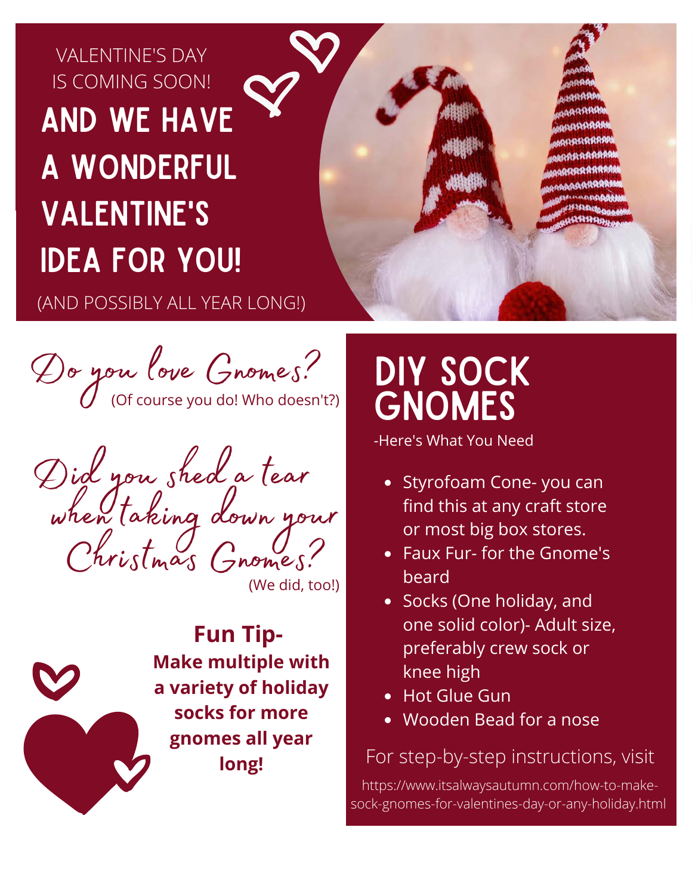VALENTINE'S DAY IS COMING SOON!

# AND WE HAVE A WONDERFUL VALENTINE'S IDEA FOR YOU!

(AND POSSIBLY ALL YEAR LONG!)

*Do you love Gnomes?* (Of course you do! Who doesn't?)

*Did you shed a tear when taking down your Christmas Gnomes?* (We did, too!)

**Fun Tip-**
**Make multiple with a variety of holiday socks for more gnomes all year long!**

## DIY SOCK GNOMES

-Here's What You Need

- Styrofoam Cone- you can find this at any craft store or most big box stores.
- Faux Fur- for the Gnome's beard
- Socks (One holiday, and one solid color)- Adult size, preferably crew sock or knee high
- Hot Glue Gun
- Wooden Bead for a nose

For step-by-step instructions, visit

https://www.itsalwaysautumn.com/how-to-make-sock-gnomes-for-valentines-day-or-any-holiday.html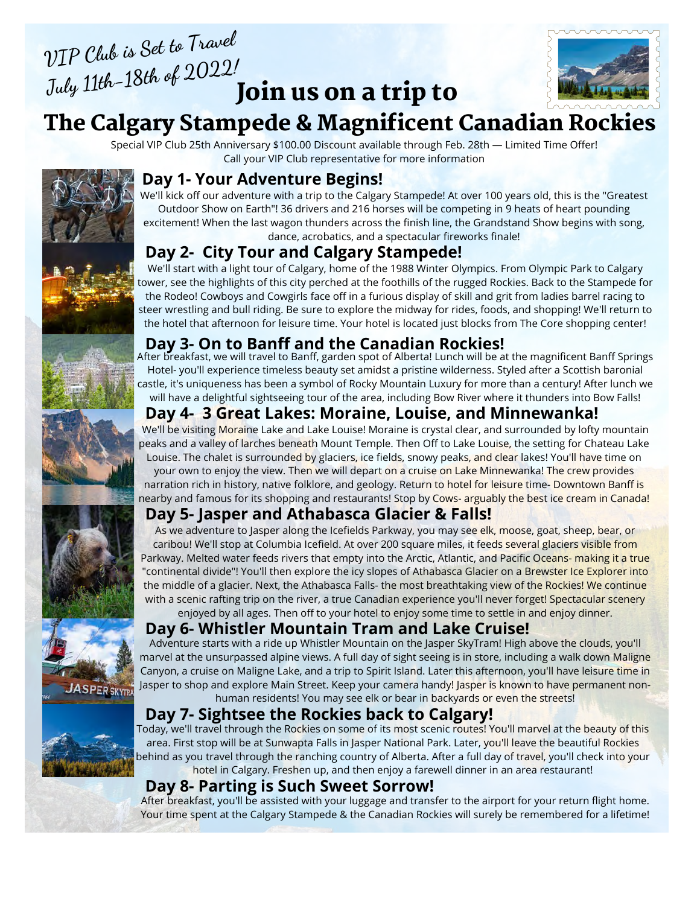*VIP Club is Set to Travel July 11th-18th of 2022!*

## Join us on a trip to

# The Calgary Stampede & Magnificent Canadian Rockies

Special VIP Club 25th Anniversary $100.00 Discount available through Feb. 28th — Limited Time Offer!
Call your VIP Club representative for more information

### Day 1- Your Adventure Begins!

We'll kick off our adventure with a trip to the Calgary Stampede! At over 100 years old, this is the "Greatest Outdoor Show on Earth"! 36 drivers and 216 horses will be competing in 9 heats of heart pounding excitement! When the last wagon thunders across the finish line, the Grandstand Show begins with song, dance, acrobatics, and a spectacular fireworks finale!

### Day 2- City Tour and Calgary Stampede!

We'll start with a light tour of Calgary, home of the 1988 Winter Olympics. From Olympic Park to Calgary tower, see the highlights of this city perched at the foothills of the rugged Rockies. Back to the Stampede for the Rodeo! Cowboys and Cowgirls face off in a furious display of skill and grit from ladies barrel racing to steer wrestling and bull riding. Be sure to explore the midway for rides, foods, and shopping! We'll return to the hotel that afternoon for leisure time. Your hotel is located just blocks from The Core shopping center!

### Day 3- On to Banff and the Canadian Rockies!

After breakfast, we will travel to Banff, garden spot of Alberta! Lunch will be at the magnificent Banff Springs Hotel- you'll experience timeless beauty set amidst a pristine wilderness. Styled after a Scottish baronial castle, it's uniqueness has been a symbol of Rocky Mountain Luxury for more than a century! After lunch we will have a delightful sightseeing tour of the area, including Bow River where it thunders into Bow Falls!

### Day 4- 3 Great Lakes: Moraine, Louise, and Minnewanka!

We'll be visiting Moraine Lake and Lake Louise! Moraine is crystal clear, and surrounded by lofty mountain peaks and a valley of larches beneath Mount Temple. Then Off to Lake Louise, the setting for Chateau Lake Louise. The chalet is surrounded by glaciers, ice fields, snowy peaks, and clear lakes! You'll have time on your own to enjoy the view. Then we will depart on a cruise on Lake Minnewanka! The crew provides narration rich in history, native folklore, and geology. Return to hotel for leisure time- Downtown Banff is nearby and famous for its shopping and restaurants! Stop by Cows- arguably the best ice cream in Canada!

### Day 5- Jasper and Athabasca Glacier & Falls!

As we adventure to Jasper along the Icefields Parkway, you may see elk, moose, goat, sheep, bear, or caribou! We'll stop at Columbia Icefield. At over 200 square miles, it feeds several glaciers visible from Parkway. Melted water feeds rivers that empty into the Arctic, Atlantic, and Pacific Oceans- making it a true "continental divide"! You'll then explore the icy slopes of Athabasca Glacier on a Brewster Ice Explorer into the middle of a glacier. Next, the Athabasca Falls- the most breathtaking view of the Rockies! We continue with a scenic rafting trip on the river, a true Canadian experience you'll never forget! Spectacular scenery enjoyed by all ages. Then off to your hotel to enjoy some time to settle in and enjoy dinner.

### Day 6- Whistler Mountain Tram and Lake Cruise!

Adventure starts with a ride up Whistler Mountain on the Jasper SkyTram! High above the clouds, you'll marvel at the unsurpassed alpine views. A full day of sight seeing is in store, including a walk down Maligne Canyon, a cruise on Maligne Lake, and a trip to Spirit Island. Later this afternoon, you'll have leisure time in Jasper to shop and explore Main Street. Keep your camera handy! Jasper is known to have permanent non-human residents! You may see elk or bear in backyards or even the streets!

### Day 7- Sightsee the Rockies back to Calgary!

Today, we'll travel through the Rockies on some of its most scenic routes! You'll marvel at the beauty of this area. First stop will be at Sunwapta Falls in Jasper National Park. Later, you'll leave the beautiful Rockies behind as you travel through the ranching country of Alberta. After a full day of travel, you'll check into your hotel in Calgary. Freshen up, and then enjoy a farewell dinner in an area restaurant!

### Day 8- Parting is Such Sweet Sorrow!

After breakfast, you'll be assisted with your luggage and transfer to the airport for your return flight home. Your time spent at the Calgary Stampede & the Canadian Rockies will surely be remembered for a lifetime!